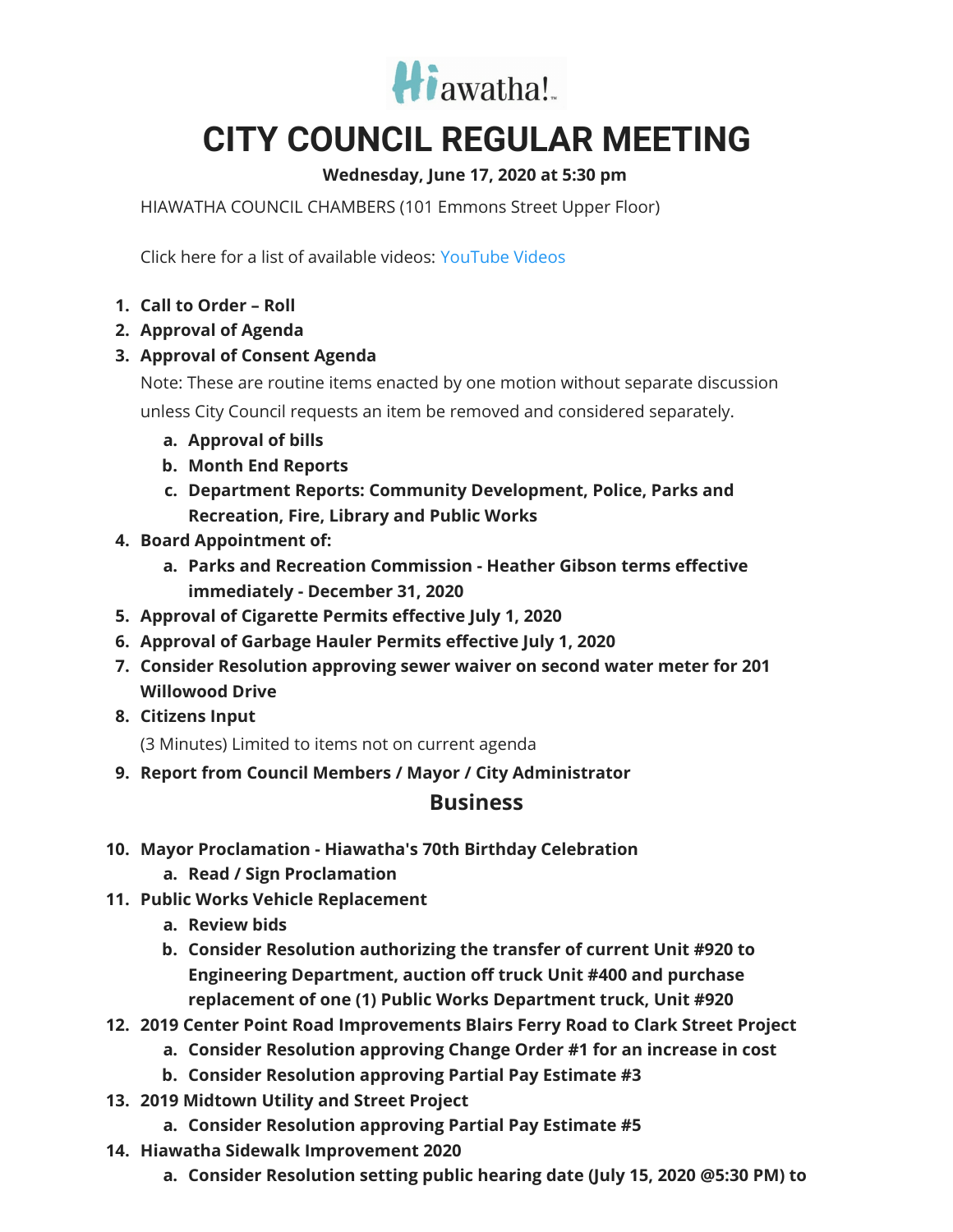Hiawatha!

# CITY COUNCIL REGULAR MEETING

**Wednesday, June 17, 2020 at 5:30 pm**

HIAWATHA COUNCIL CHAMBERS (101 Emmons Street Upper Floor)

Click here for a list of available videos: YouTube Videos

1. **Call to Order – Roll**
2. **Approval of Agenda**
3. **Approval of Consent Agenda**

   Note: These are routine items enacted by one motion without separate discussion unless City Council requests an item be removed and considered separately.

   a. **Approval of bills**
   b. **Month End Reports**
   c. **Department Reports: Community Development, Police, Parks and Recreation, Fire, Library and Public Works**
4. **Board Appointment of:**
   a. **Parks and Recreation Commission - Heather Gibson terms effective immediately - December 31, 2020**
5. **Approval of Cigarette Permits effective July 1, 2020**
6. **Approval of Garbage Hauler Permits effective July 1, 2020**
7. **Consider Resolution approving sewer waiver on second water meter for 201 Willowood Drive**
8. **Citizens Input**

   (3 Minutes) Limited to items not on current agenda
9. **Report from Council Members / Mayor / City Administrator**

## Business

10. **Mayor Proclamation - Hiawatha's 70th Birthday Celebration**
    a. **Read / Sign Proclamation**
11. **Public Works Vehicle Replacement**
    a. **Review bids**
    b. **Consider Resolution authorizing the transfer of current Unit #920 to Engineering Department, auction off truck Unit #400 and purchase replacement of one (1) Public Works Department truck, Unit #920**
12. **2019 Center Point Road Improvements Blairs Ferry Road to Clark Street Project**
    a. **Consider Resolution approving Change Order #1 for an increase in cost**
    b. **Consider Resolution approving Partial Pay Estimate #3**
13. **2019 Midtown Utility and Street Project**
    a. **Consider Resolution approving Partial Pay Estimate #5**
14. **Hiawatha Sidewalk Improvement 2020**
    a. **Consider Resolution setting public hearing date (July 15, 2020 @5:30 PM) to**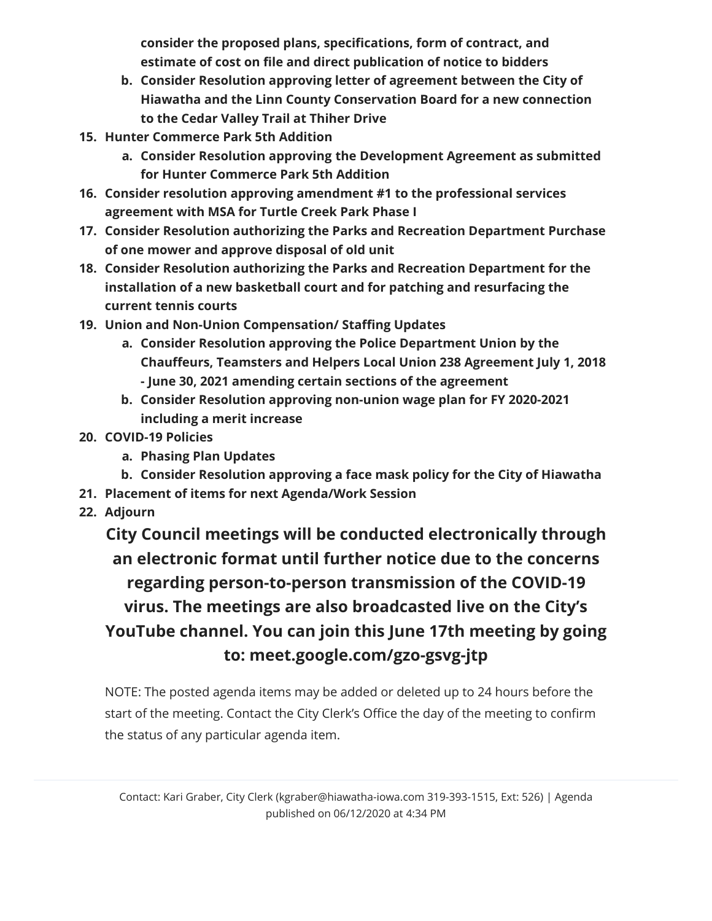**consider the proposed plans, specifications, form of contract, and estimate of cost on file and direct publication of notice to bidders**

   b. **Consider Resolution approving letter of agreement between the City of Hiawatha and the Linn County Conservation Board for a new connection to the Cedar Valley Trail at Thiher Drive**

15. **Hunter Commerce Park 5th Addition**
    a. **Consider Resolution approving the Development Agreement as submitted for Hunter Commerce Park 5th Addition**
16. **Consider resolution approving amendment #1 to the professional services agreement with MSA for Turtle Creek Park Phase I**
17. **Consider Resolution authorizing the Parks and Recreation Department Purchase of one mower and approve disposal of old unit**
18. **Consider Resolution authorizing the Parks and Recreation Department for the installation of a new basketball court and for patching and resurfacing the current tennis courts**
19. **Union and Non-Union Compensation/ Staffing Updates**
    a. **Consider Resolution approving the Police Department Union by the Chauffeurs, Teamsters and Helpers Local Union 238 Agreement July 1, 2018 - June 30, 2021 amending certain sections of the agreement**
    b. **Consider Resolution approving non-union wage plan for FY 2020-2021 including a merit increase**
20. **COVID-19 Policies**
    a. **Phasing Plan Updates**
    b. **Consider Resolution approving a face mask policy for the City of Hiawatha**
21. **Placement of items for next Agenda/Work Session**
22. **Adjourn**

## City Council meetings will be conducted electronically through an electronic format until further notice due to the concerns regarding person-to-person transmission of the COVID-19 virus. The meetings are also broadcasted live on the City's YouTube channel. You can join this June 17th meeting by going to: meet.google.com/gzo-gsvg-jtp

NOTE: The posted agenda items may be added or deleted up to 24 hours before the start of the meeting. Contact the City Clerk's Office the day of the meeting to confirm the status of any particular agenda item.

Contact: Kari Graber, City Clerk (kgraber@hiawatha-iowa.com 319-393-1515, Ext: 526) | Agenda published on 06/12/2020 at 4:34 PM